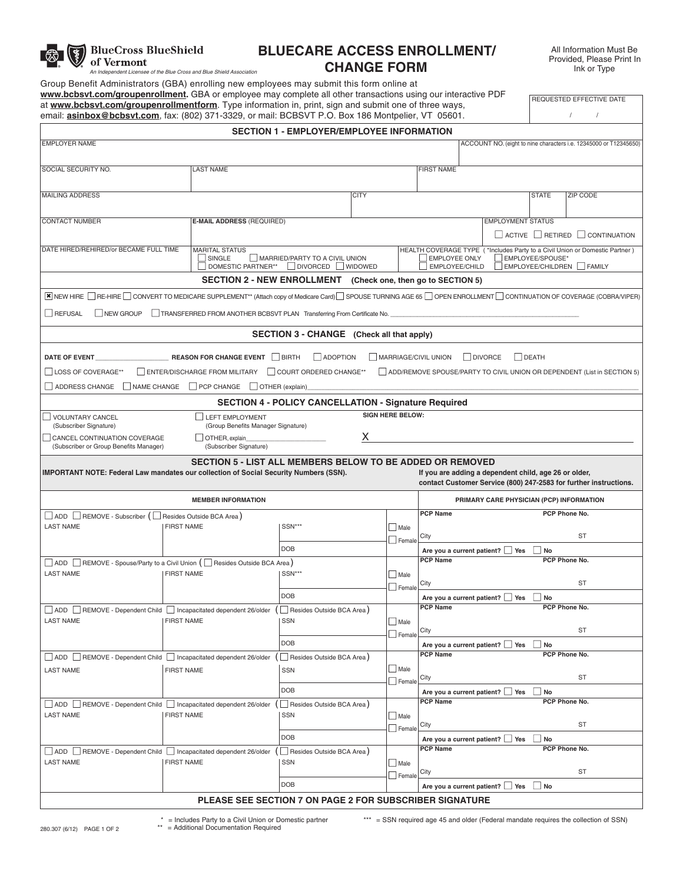BlueCross BlueShield of Vermont

*An Independent Licensee of the Blue Cross and Blue Shield Association*

# BLUECARE ACCESS ENROLLMENT/ CHANGE FORM

All Information Must Be Provided, Please Print In Ink or Type

Group Benefit Administrators (GBA) enrolling new employees may submit this form online at **www.bcbsvt.com/groupenrollment.** GBA or employee may complete all other transactions using our interactive PDF at **www.bcbsvt.com/groupenrollmentform**. Type information in, print, sign and submit one of three ways, email: **asinbox@bcbsvt.com**, fax: (802) 371-3329, or mail: BCBSVT P.O. Box 186 Montpelier, VT 05601.

REQUESTED EFFECTIVE DATE: / /

## SECTION 1 - EMPLOYER/EMPLOYEE INFORMATION

| EMPLOYER NAME | | | ACCOUNT NO. (eight to nine characters i.e. 12345000 or T12345650) |
|---|---|---|---|
| SOCIAL SECURITY NO. | LAST NAME | FIRST NAME | |
| MAILING ADDRESS | CITY | STATE | ZIP CODE |
| CONTACT NUMBER | **E-MAIL ADDRESS** (REQUIRED) | EMPLOYMENT STATUS ☐ ACTIVE ☐ RETIRED ☐ CONTINUATION | |
| DATE HIRED/REHIRED/or BECAME FULL TIME | MARITAL STATUS ☐ SINGLE ☐ MARRIED/PARTY TO A CIVIL UNION ☐ DOMESTIC PARTNER** ☐ DIVORCED ☐ WIDOWED | HEALTH COVERAGE TYPE ( *Includes Party to a Civil Union or Domestic Partner ) ☐ EMPLOYEE ONLY ☐ EMPLOYEE/SPOUSE* ☐ EMPLOYEE/CHILD ☐ EMPLOYEE/CHILDREN ☐ FAMILY | |

## SECTION 2 - NEW ENROLLMENT (Check one, then go to SECTION 5)

☒ NEW HIRE ☐ RE-HIRE ☐ CONVERT TO MEDICARE SUPPLEMENT** (Attach copy of Medicare Card) ☐ SPOUSE TURNING AGE 65 ☐ OPEN ENROLLMENT ☐ CONTINUATION OF COVERAGE (COBRA/VIPER)

☐ REFUSAL ☐ NEW GROUP ☐ TRANSFERRED FROM ANOTHER BCBSVT PLAN Transferring From Certificate No. ____________

## SECTION 3 - CHANGE (Check all that apply)

**DATE OF EVENT** ____________ **REASON FOR CHANGE EVENT** ☐ BIRTH ☐ ADOPTION ☐ MARRIAGE/CIVIL UNION ☐ DIVORCE ☐ DEATH

☐ LOSS OF COVERAGE** ☐ ENTER/DISCHARGE FROM MILITARY ☐ COURT ORDERED CHANGE** ☐ ADD/REMOVE SPOUSE/PARTY TO CIVIL UNION OR DEPENDENT (List in SECTION 5)

☐ ADDRESS CHANGE ☐ NAME CHANGE ☐ PCP CHANGE ☐ OTHER (explain)____________

## SECTION 4 - POLICY CANCELLATION - Signature Required

☐ VOLUNTARY CANCEL (Subscriber Signature)

☐ LEFT EMPLOYMENT (Group Benefits Manager Signature)

☐ CANCEL CONTINUATION COVERAGE (Subscriber or Group Benefits Manager)

☐ OTHER, explain____________ (Subscriber Signature)

**SIGN HERE BELOW:**

X ____________________

## SECTION 5 - LIST ALL MEMBERS BELOW TO BE ADDED OR REMOVED

**IMPORTANT NOTE: Federal Law mandates our collection of Social Security Numbers (SSN).**

**If you are adding a dependent child, age 26 or older, contact Customer Service (800) 247-2583 for further instructions.**

| MEMBER INFORMATION | | | | PRIMARY CARE PHYSICIAN (PCP) INFORMATION |
|---|---|---|---|---|
| ☐ ADD ☐ REMOVE - Subscriber ( ☐ Resides Outside BCA Area ) | | | | PCP Name / PCP Phone No. |
| LAST NAME | FIRST NAME | SSN*** | ☐ Male ☐ Female | City / ST |
| | | DOB | | Are you a current patient? ☐ Yes ☐ No |
| ☐ ADD ☐ REMOVE - Spouse/Party to a Civil Union ( ☐ Resides Outside BCA Area ) | | | | PCP Name / PCP Phone No. |
| LAST NAME | FIRST NAME | SSN*** | ☐ Male ☐ Female | City / ST |
| | | DOB | | Are you a current patient? ☐ Yes ☐ No |
| ☐ ADD ☐ REMOVE - Dependent Child ☐ Incapacitated dependent 26/older ( ☐ Resides Outside BCA Area ) | | | | PCP Name / PCP Phone No. |
| LAST NAME | FIRST NAME | SSN | ☐ Male ☐ Female | City / ST |
| | | DOB | | Are you a current patient? ☐ Yes ☐ No |
| ☐ ADD ☐ REMOVE - Dependent Child ☐ Incapacitated dependent 26/older ( ☐ Resides Outside BCA Area ) | | | | PCP Name / PCP Phone No. |
| LAST NAME | FIRST NAME | SSN | ☐ Male ☐ Female | City / ST |
| | | DOB | | Are you a current patient? ☐ Yes ☐ No |
| ☐ ADD ☐ REMOVE - Dependent Child ☐ Incapacitated dependent 26/older ( ☐ Resides Outside BCA Area ) | | | | PCP Name / PCP Phone No. |
| LAST NAME | FIRST NAME | SSN | ☐ Male ☐ Female | City / ST |
| | | DOB | | Are you a current patient? ☐ Yes ☐ No |
| ☐ ADD ☐ REMOVE - Dependent Child ☐ Incapacitated dependent 26/older ( ☐ Resides Outside BCA Area ) | | | | PCP Name / PCP Phone No. |
| LAST NAME | FIRST NAME | SSN | ☐ Male ☐ Female | City / ST |
| | | DOB | | Are you a current patient? ☐ Yes ☐ No |

**PLEASE SEE SECTION 7 ON PAGE 2 FOR SUBSCRIBER SIGNATURE**

\* = Includes Party to a Civil Union or Domestic partner

** = Additional Documentation Required

*** = SSN required age 45 and older (Federal mandate requires the collection of SSN)

280.307 (6/12)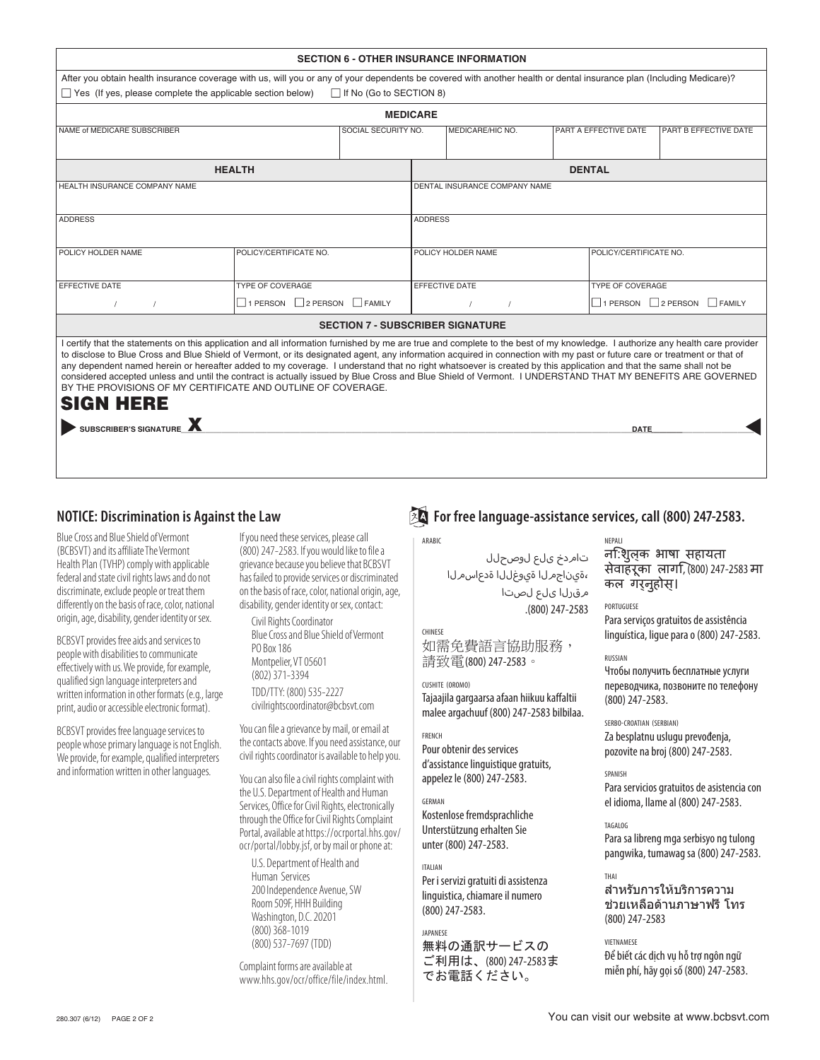## SECTION 6 - OTHER INSURANCE INFORMATION

After you obtain health insurance coverage with us, will you or any of your dependents be covered with another health or dental insurance plan (Including Medicare)?

☐ Yes (If yes, please complete the applicable section below) ☐ If No (Go to SECTION 8)

### MEDICARE

| NAME of MEDICARE SUBSCRIBER | SOCIAL SECURITY NO. | MEDICARE/HIC NO. | PART A EFFECTIVE DATE | PART B EFFECTIVE DATE |
|---|---|---|---|---|
| | | | | |

| HEALTH | | DENTAL | |
|---|---|---|---|
| HEALTH INSURANCE COMPANY NAME | | DENTAL INSURANCE COMPANY NAME | |
| ADDRESS | | ADDRESS | |
| POLICY HOLDER NAME | POLICY/CERTIFICATE NO. | POLICY HOLDER NAME | POLICY/CERTIFICATE NO. |
| EFFECTIVE DATE / / | TYPE OF COVERAGE ☐ 1 PERSON ☐ 2 PERSON ☐ FAMILY | EFFECTIVE DATE / / | TYPE OF COVERAGE ☐ 1 PERSON ☐ 2 PERSON ☐ FAMILY |

## SECTION 7 - SUBSCRIBER SIGNATURE

I certify that the statements on this application and all information furnished by me are true and complete to the best of my knowledge. I authorize any health care provider to disclose to Blue Cross and Blue Shield of Vermont, or its designated agent, any information acquired in connection with my past or future care or treatment or that of any dependent named herein or hereafter added to my coverage. I understand that no right whatsoever is created by this application and that the same shall not be considered accepted unless and until the contract is actually issued by Blue Cross and Blue Shield of Vermont. I UNDERSTAND THAT MY BENEFITS ARE GOVERNED BY THE PROVISIONS OF MY CERTIFICATE AND OUTLINE OF COVERAGE.

**SIGN HERE**

SUBSCRIBER'S SIGNATURE **X** ____________________ DATE ________

## NOTICE: Discrimination is Against the Law

Blue Cross and Blue Shield of Vermont (BCBSVT) and its affiliate The Vermont Health Plan (TVHP) comply with applicable federal and state civil rights laws and do not discriminate, exclude people or treat them differently on the basis of race, color, national origin, age, disability, gender identity or sex.

BCBSVT provides free aids and services to people with disabilities to communicate effectively with us. We provide, for example, qualified sign language interpreters and written information in other formats (e.g., large print, audio or accessible electronic format).

BCBSVT provides free language services to people whose primary language is not English. We provide, for example, qualified interpreters and information written in other languages.

If you need these services, please call (800) 247-2583. If you would like to file a grievance because you believe that BCBSVT has failed to provide services or discriminated on the basis of race, color, national origin, age, disability, gender identity or sex, contact:

Civil Rights Coordinator
Blue Cross and Blue Shield of Vermont
PO Box 186
Montpelier, VT 05601
(802) 371-3394
TDD/TTY: (800) 535-2227
civilrightscoordinator@bcbsvt.com

You can file a grievance by mail, or email at the contacts above. If you need assistance, our civil rights coordinator is available to help you.

You can also file a civil rights complaint with the U.S. Department of Health and Human Services, Office for Civil Rights, electronically through the Office for Civil Rights Complaint Portal, available at https://ocrportal.hhs.gov/ocr/portal/lobby.jsf, or by mail or phone at:

U.S. Department of Health and Human Services
200 Independence Avenue, SW
Room 509F, HHH Building
Washington, D.C. 20201
(800) 368-1019
(800) 537-7697 (TDD)

Complaint forms are available at www.hhs.gov/ocr/office/file/index.html.

## For free language-assistance services, call (800) 247-2583.

ARABIC
للحصول على خدمات المساعدة اللغوية المجانية، اتصل على الرقم (800) 247-2583.

CHINESE
如需免費語言協助服務，請致電(800) 247-2583。

CUSHITE (OROMO)
Tajaajila gargaarsa afaan hiikuu kaffaltii malee argachuuf (800) 247-2583 bilbilaa.

FRENCH
Pour obtenir des services d'assistance linguistique gratuits, appelez le (800) 247-2583.

GERMAN
Kostenlose fremdsprachliche Unterstützung erhalten Sie unter (800) 247-2583.

ITALIAN
Per i servizi gratuiti di assistenza linguistica, chiamare il numero (800) 247-2583.

JAPANESE
無料の通訳サービスのご利用は、(800) 247-2583までお電話ください。

NEPALI
नि:शुल्क भाषा सहायता सेवाहरूका लागि, (800) 247-2583 मा कल गर्नुहोस्।

PORTUGUESE
Para serviços gratuitos de assistência linguística, ligue para o (800) 247-2583.

RUSSIAN
Чтобы получить бесплатные услуги переводчика, позвоните по телефону (800) 247-2583.

SERBO-CROATIAN (SERBIAN)
Za besplatnu uslugu prevođenja, pozovite na broj (800) 247-2583.

SPANISH
Para servicios gratuitos de asistencia con el idioma, llame al (800) 247-2583.

TAGALOG
Para sa libreng mga serbisyo ng tulong pangwika, tumawag sa (800) 247-2583.

THAI
สำหรับการให้บริการความช่วยเหลือด้านภาษาฟรี โทร (800) 247-2583

VIETNAMESE
Để biết các dịch vụ hỗ trợ ngôn ngữ miễn phí, hãy gọi số (800) 247-2583.

280.307 (6/12)

You can visit our website at www.bcbsvt.com